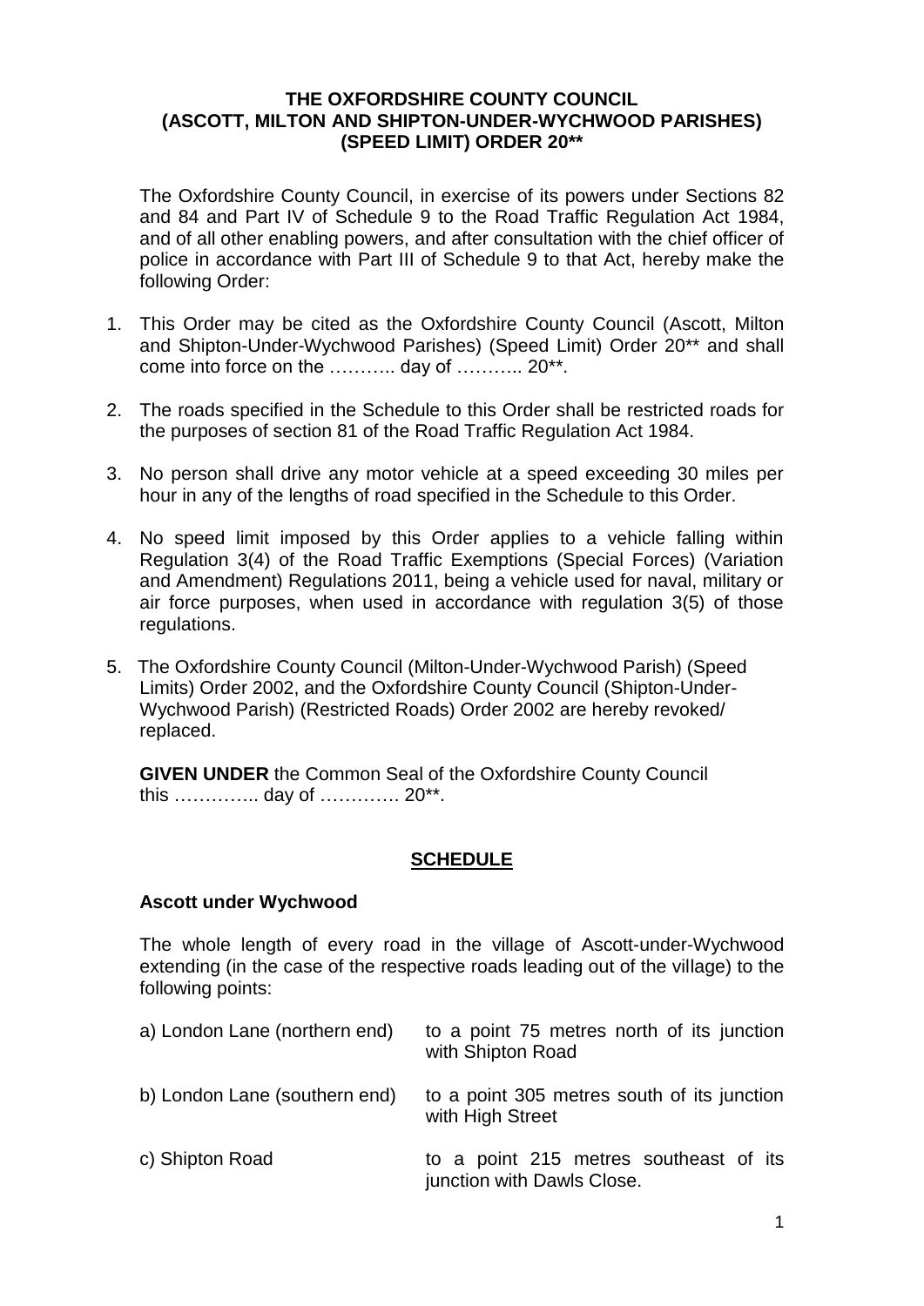**THE OXFORDSHIRE COUNTY COUNCIL**
**(ASCOTT, MILTON AND SHIPTON-UNDER-WYCHWOOD PARISHES)**
**(SPEED LIMIT) ORDER 20**\***

The Oxfordshire County Council, in exercise of its powers under Sections 82 and 84 and Part IV of Schedule 9 to the Road Traffic Regulation Act 1984, and of all other enabling powers, and after consultation with the chief officer of police in accordance with Part III of Schedule 9 to that Act, hereby make the following Order:

1. This Order may be cited as the Oxfordshire County Council (Ascott, Milton and Shipton-Under-Wychwood Parishes) (Speed Limit) Order 20** and shall come into force on the ……….. day of ……….. 20**.

2. The roads specified in the Schedule to this Order shall be restricted roads for the purposes of section 81 of the Road Traffic Regulation Act 1984.

3. No person shall drive any motor vehicle at a speed exceeding 30 miles per hour in any of the lengths of road specified in the Schedule to this Order.

4. No speed limit imposed by this Order applies to a vehicle falling within Regulation 3(4) of the Road Traffic Exemptions (Special Forces) (Variation and Amendment) Regulations 2011, being a vehicle used for naval, military or air force purposes, when used in accordance with regulation 3(5) of those regulations.

5. The Oxfordshire County Council (Milton-Under-Wychwood Parish) (Speed Limits) Order 2002, and the Oxfordshire County Council (Shipton-Under-Wychwood Parish) (Restricted Roads) Order 2002 are hereby revoked/ replaced.

**GIVEN UNDER** the Common Seal of the Oxfordshire County Council this ………….. day of …………. 20**.

## SCHEDULE

### Ascott under Wychwood

The whole length of every road in the village of Ascott-under-Wychwood extending (in the case of the respective roads leading out of the village) to the following points:

| | |
|---|---|
| a) London Lane (northern end) | to a point 75 metres north of its junction with Shipton Road |
| b) London Lane (southern end) | to a point 305 metres south of its junction with High Street |
| c) Shipton Road | to a point 215 metres southeast of its junction with Dawls Close. |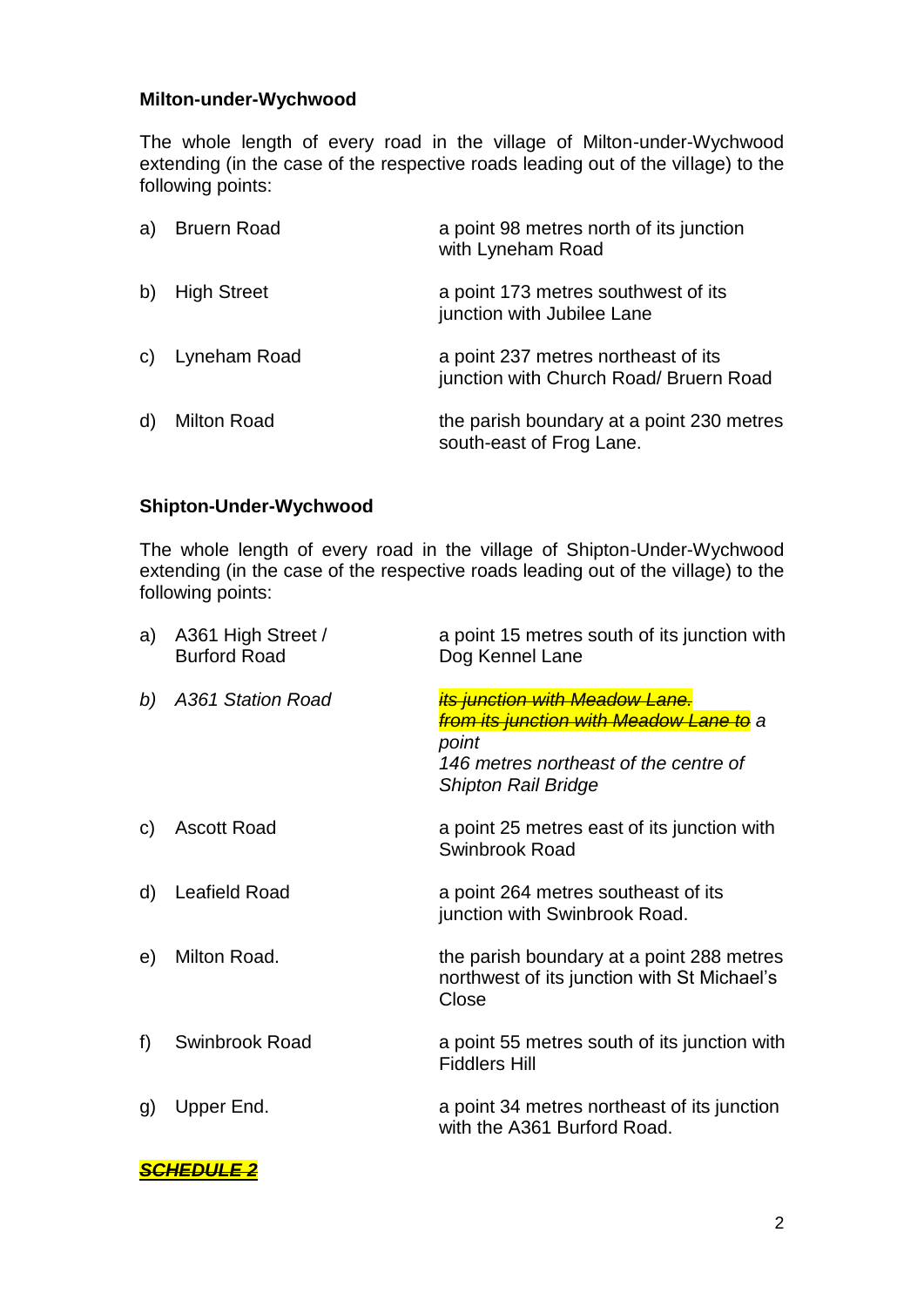**Milton-under-Wychwood**

The whole length of every road in the village of Milton-under-Wychwood extending (in the case of the respective roads leading out of the village) to the following points:

| | Road | Point |
|---|---|---|
| a) | Bruern Road | a point 98 metres north of its junction with Lyneham Road |
| b) | High Street | a point 173 metres southwest of its junction with Jubilee Lane |
| c) | Lyneham Road | a point 237 metres northeast of its junction with Church Road/ Bruern Road |
| d) | Milton Road | the parish boundary at a point 230 metres south-east of Frog Lane. |

**Shipton-Under-Wychwood**

The whole length of every road in the village of Shipton-Under-Wychwood extending (in the case of the respective roads leading out of the village) to the following points:

| | Road | Point |
|---|---|---|
| a) | A361 High Street / Burford Road | a point 15 metres south of its junction with Dog Kennel Lane |
| *b)* | *A361 Station Road* | ~~*its junction with Meadow Lane.*~~ *from its junction with Meadow Lane to* *a point 146 metres northeast of the centre of Shipton Rail Bridge* |
| c) | Ascott Road | a point 25 metres east of its junction with Swinbrook Road |
| d) | Leafield Road | a point 264 metres southeast of its junction with Swinbrook Road. |
| e) | Milton Road. | the parish boundary at a point 288 metres northwest of its junction with St Michael's Close |
| f) | Swinbrook Road | a point 55 metres south of its junction with Fiddlers Hill |
| g) | Upper End. | a point 34 metres northeast of its junction with the A361 Burford Road. |

~~***SCHEDULE 2***~~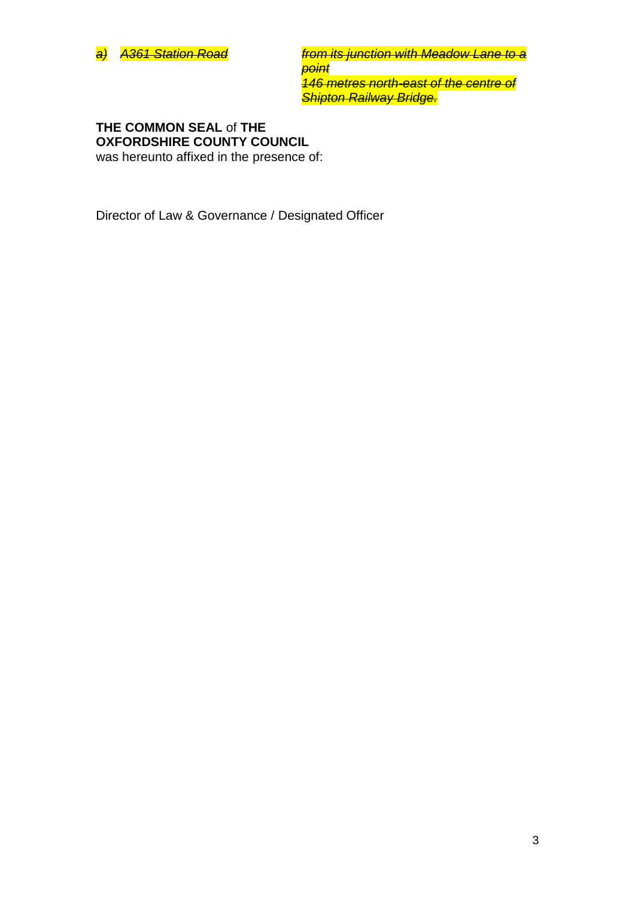| | |
|---|---|
| ~~*a) A361 Station Road*~~ | ~~*from its junction with Meadow Lane to a point 146 metres north-east of the centre of Shipton Railway Bridge.*~~ |

**THE COMMON SEAL** of **THE OXFORDSHIRE COUNTY COUNCIL**
was hereunto affixed in the presence of:

Director of Law & Governance / Designated Officer